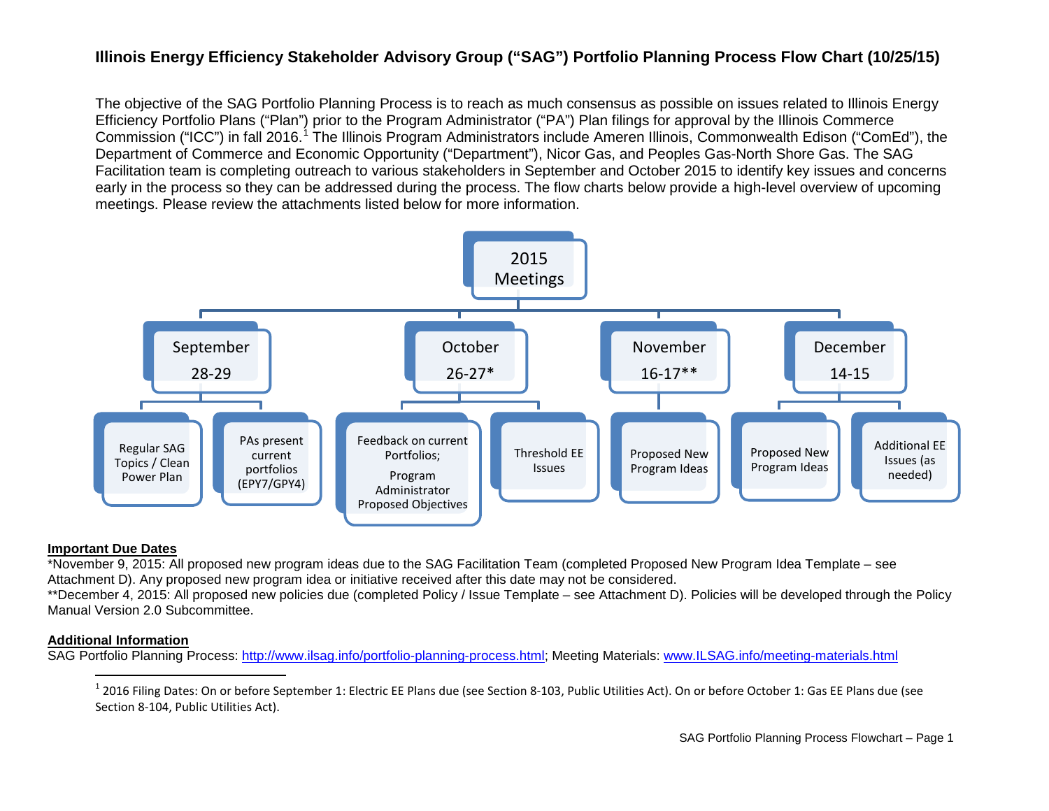# Illinois Energy Efficiency Stakeholder Advisory Group ("SAG") Portfolio Planning Process Flow Chart (10/25/15)

The objective of the SAG Portfolio Planning Process is to reach as much consensus as possible on issues related to Illinois Energy Efficiency Portfolio Plans ("Plan") prior to the Program Administrator ("PA") Plan filings for approval by the Illinois Commerce Commission ("ICC") in fall 2016.[1] The Illinois Program Administrators include Ameren Illinois, Commonwealth Edison ("ComEd"), the Department of Commerce and Economic Opportunity ("Department"), Nicor Gas, and Peoples Gas-North Shore Gas. The SAG Facilitation team is completing outreach to various stakeholders in September and October 2015 to identify key issues and concerns early in the process so they can be addressed during the process. The flow charts below provide a high-level overview of upcoming meetings. Please review the attachments listed below for more information.

**2015 Meetings**

- **September 28-29**
  - Regular SAG Topics / Clean Power Plan
  - PAs present current portfolios (EPY7/GPY4)
- **October 26-27***
  - Feedback on current Portfolios; Program Administrator Proposed Objectives
  - Threshold EE Issues
- **November 16-17****
  - Proposed New Program Ideas
- **December 14-15**
  - Proposed New Program Ideas
  - Additional EE Issues (as needed)

**Important Due Dates**

*November 9, 2015: All proposed new program ideas due to the SAG Facilitation Team (completed Proposed New Program Idea Template – see Attachment D). Any proposed new program idea or initiative received after this date may not be considered.

**December 4, 2015: All proposed new policies due (completed Policy / Issue Template – see Attachment D). Policies will be developed through the Policy Manual Version 2.0 Subcommittee.

**Additional Information**

SAG Portfolio Planning Process: http://www.ilsag.info/portfolio-planning-process.html; Meeting Materials: www.ILSAG.info/meeting-materials.html

[1] 2016 Filing Dates: On or before September 1: Electric EE Plans due (see Section 8-103, Public Utilities Act). On or before October 1: Gas EE Plans due (see Section 8-104, Public Utilities Act).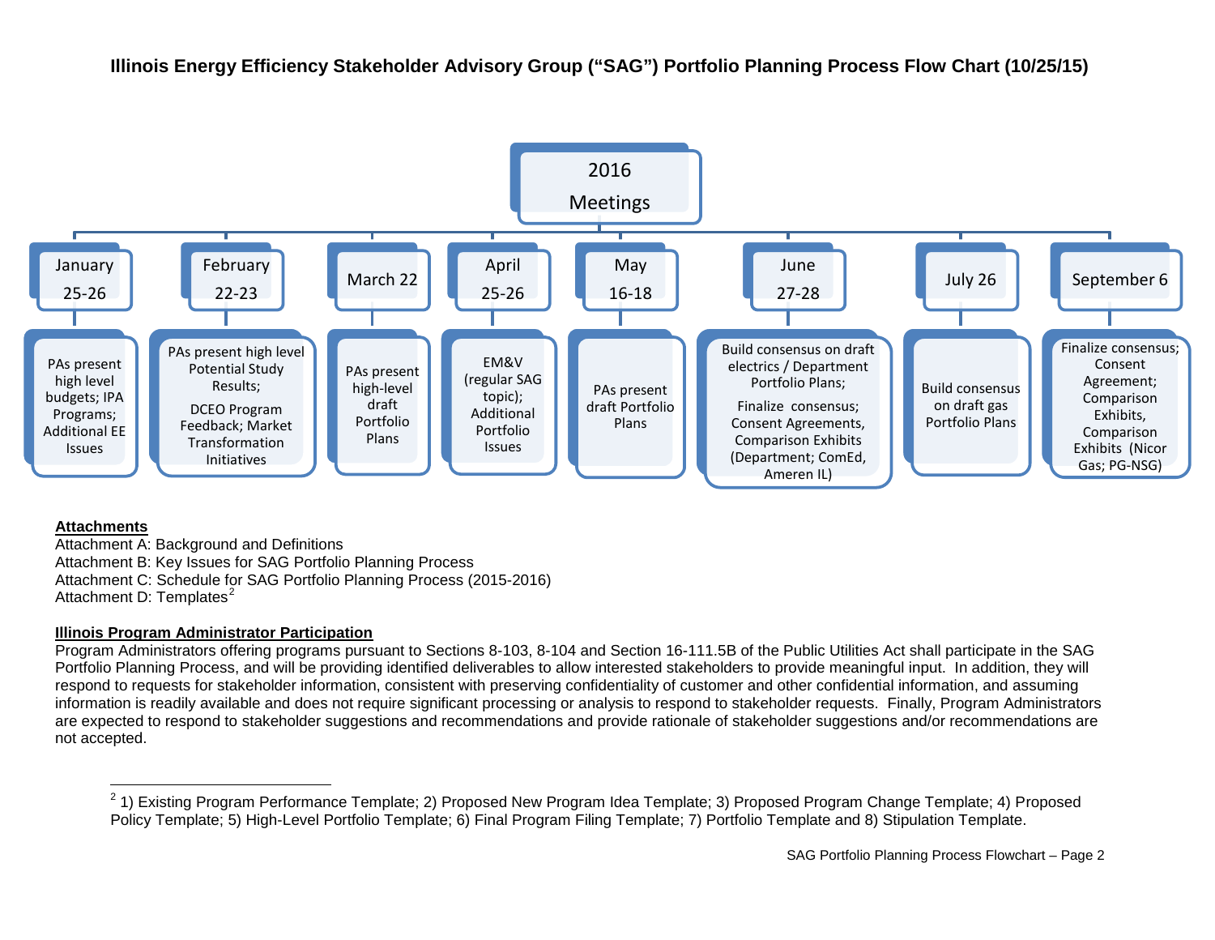# Illinois Energy Efficiency Stakeholder Advisory Group ("SAG") Portfolio Planning Process Flow Chart (10/25/15)

2016 Meetings

January 25-26
PAs present high level budgets; IPA Programs; Additional EE Issues

February 22-23
PAs present high level Potential Study Results;
DCEO Program Feedback; Market Transformation Initiatives

March 22
PAs present high-level draft Portfolio Plans

April 25-26
EM&V (regular SAG topic); Additional Portfolio Issues

May 16-18
PAs present draft Portfolio Plans

June 27-28
Build consensus on draft electrics / Department Portfolio Plans;
Finalize consensus; Consent Agreements, Comparison Exhibits (Department; ComEd, Ameren IL)

July 26
Build consensus on draft gas Portfolio Plans

September 6
Finalize consensus; Consent Agreement; Comparison Exhibits, Comparison Exhibits (Nicor Gas; PG-NSG)

**Attachments**

Attachment A: Background and Definitions
Attachment B: Key Issues for SAG Portfolio Planning Process
Attachment C: Schedule for SAG Portfolio Planning Process (2015-2016)
Attachment D: Templates[2]

**Illinois Program Administrator Participation**

Program Administrators offering programs pursuant to Sections 8-103, 8-104 and Section 16-111.5B of the Public Utilities Act shall participate in the SAG Portfolio Planning Process, and will be providing identified deliverables to allow interested stakeholders to provide meaningful input. In addition, they will respond to requests for stakeholder information, consistent with preserving confidentiality of customer and other confidential information, and assuming information is readily available and does not require significant processing or analysis to respond to stakeholder requests. Finally, Program Administrators are expected to respond to stakeholder suggestions and recommendations and provide rationale of stakeholder suggestions and/or recommendations are not accepted.

---

[2] 1) Existing Program Performance Template; 2) Proposed New Program Idea Template; 3) Proposed Program Change Template; 4) Proposed Policy Template; 5) High-Level Portfolio Template; 6) Final Program Filing Template; 7) Portfolio Template and 8) Stipulation Template.